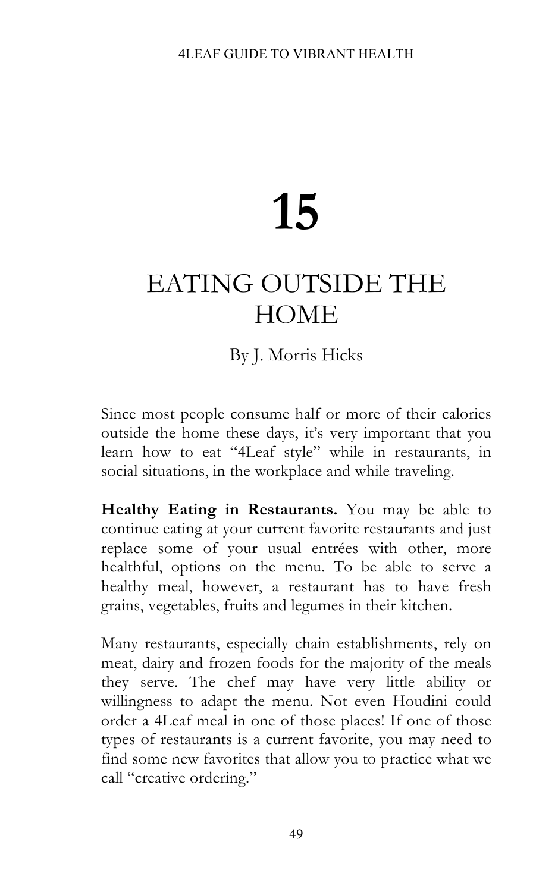# 15

# EATING OUTSIDE THE HOME

By J. Morris Hicks

Since most people consume half or more of their calories outside the home these days, it's very important that you learn how to eat "4Leaf style" while in restaurants, in social situations, in the workplace and while traveling.

**Healthy Eating in Restaurants.** You may be able to continue eating at your current favorite restaurants and just replace some of your usual entrées with other, more healthful, options on the menu. To be able to serve a healthy meal, however, a restaurant has to have fresh grains, vegetables, fruits and legumes in their kitchen.

Many restaurants, especially chain establishments, rely on meat, dairy and frozen foods for the majority of the meals they serve. The chef may have very little ability or willingness to adapt the menu. Not even Houdini could order a 4Leaf meal in one of those places! If one of those types of restaurants is a current favorite, you may need to find some new favorites that allow you to practice what we call "creative ordering."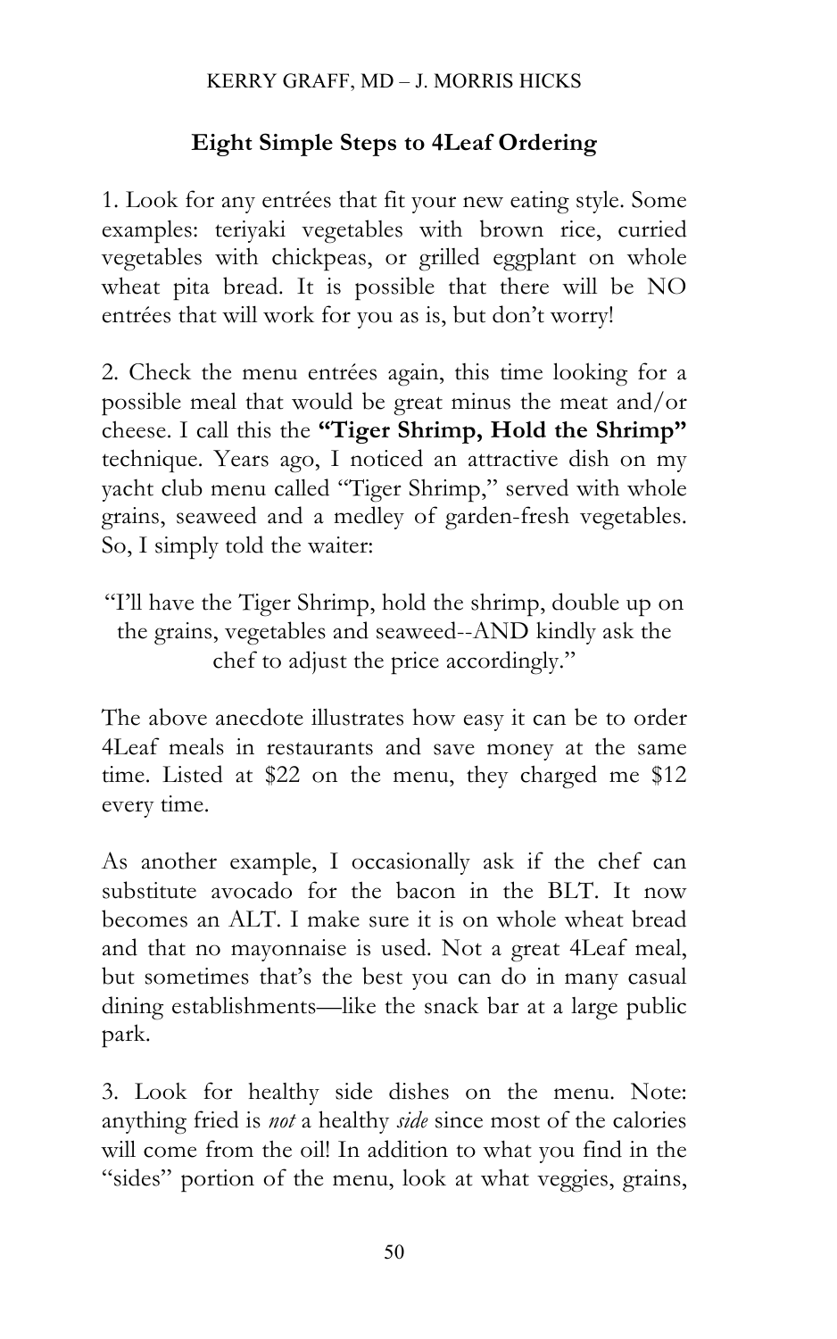## Eight Simple Steps to 4Leaf Ordering

1. Look for any entrées that fit your new eating style. Some examples: teriyaki vegetables with brown rice, curried vegetables with chickpeas, or grilled eggplant on whole wheat pita bread. It is possible that there will be NO entrées that will work for you as is, but don't worry!

2. Check the menu entrées again, this time looking for a possible meal that would be great minus the meat and/or cheese. I call this the **"Tiger Shrimp, Hold the Shrimp"** technique. Years ago, I noticed an attractive dish on my yacht club menu called "Tiger Shrimp," served with whole grains, seaweed and a medley of garden-fresh vegetables. So, I simply told the waiter:

"I'll have the Tiger Shrimp, hold the shrimp, double up on the grains, vegetables and seaweed--AND kindly ask the chef to adjust the price accordingly."

The above anecdote illustrates how easy it can be to order 4Leaf meals in restaurants and save money at the same time. Listed at $22 on the menu, they charged me $12 every time.

As another example, I occasionally ask if the chef can substitute avocado for the bacon in the BLT. It now becomes an ALT. I make sure it is on whole wheat bread and that no mayonnaise is used. Not a great 4Leaf meal, but sometimes that's the best you can do in many casual dining establishments—like the snack bar at a large public park.

3. Look for healthy side dishes on the menu. Note: anything fried is *not* a healthy *side* since most of the calories will come from the oil! In addition to what you find in the "sides" portion of the menu, look at what veggies, grains,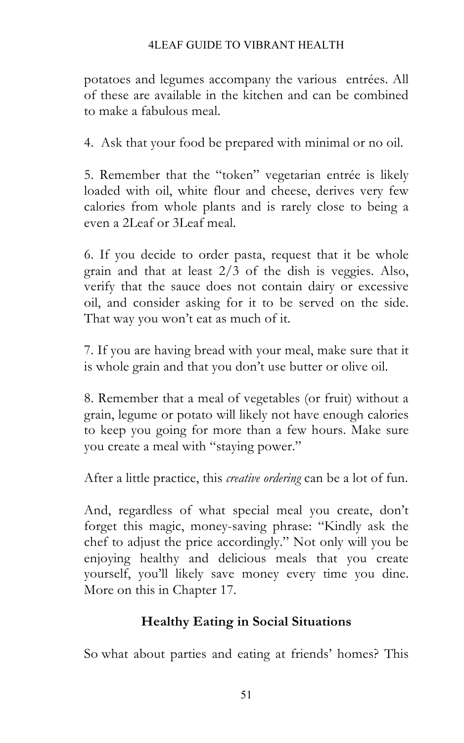potatoes and legumes accompany the various entrées. All of these are available in the kitchen and can be combined to make a fabulous meal.

4. Ask that your food be prepared with minimal or no oil.

5. Remember that the "token" vegetarian entrée is likely loaded with oil, white flour and cheese, derives very few calories from whole plants and is rarely close to being a even a 2Leaf or 3Leaf meal.

6. If you decide to order pasta, request that it be whole grain and that at least 2/3 of the dish is veggies. Also, verify that the sauce does not contain dairy or excessive oil, and consider asking for it to be served on the side. That way you won't eat as much of it.

7. If you are having bread with your meal, make sure that it is whole grain and that you don't use butter or olive oil.

8. Remember that a meal of vegetables (or fruit) without a grain, legume or potato will likely not have enough calories to keep you going for more than a few hours. Make sure you create a meal with "staying power."

After a little practice, this *creative ordering* can be a lot of fun.

And, regardless of what special meal you create, don't forget this magic, money-saving phrase: "Kindly ask the chef to adjust the price accordingly." Not only will you be enjoying healthy and delicious meals that you create yourself, you'll likely save money every time you dine. More on this in Chapter 17.

## Healthy Eating in Social Situations

So what about parties and eating at friends' homes? This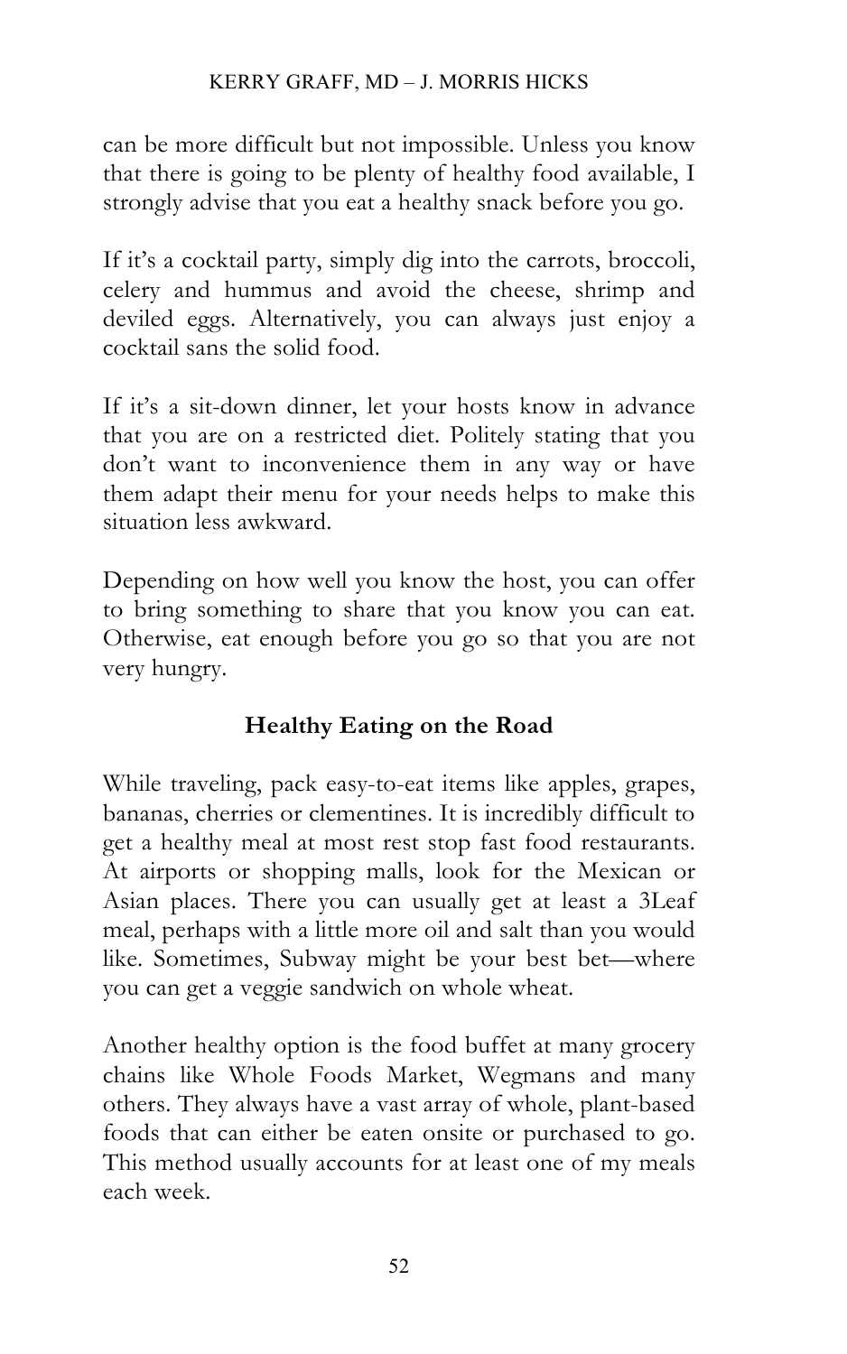can be more difficult but not impossible. Unless you know that there is going to be plenty of healthy food available, I strongly advise that you eat a healthy snack before you go.

If it's a cocktail party, simply dig into the carrots, broccoli, celery and hummus and avoid the cheese, shrimp and deviled eggs. Alternatively, you can always just enjoy a cocktail sans the solid food.

If it's a sit-down dinner, let your hosts know in advance that you are on a restricted diet. Politely stating that you don't want to inconvenience them in any way or have them adapt their menu for your needs helps to make this situation less awkward.

Depending on how well you know the host, you can offer to bring something to share that you know you can eat. Otherwise, eat enough before you go so that you are not very hungry.

## Healthy Eating on the Road

While traveling, pack easy-to-eat items like apples, grapes, bananas, cherries or clementines. It is incredibly difficult to get a healthy meal at most rest stop fast food restaurants. At airports or shopping malls, look for the Mexican or Asian places. There you can usually get at least a 3Leaf meal, perhaps with a little more oil and salt than you would like. Sometimes, Subway might be your best bet—where you can get a veggie sandwich on whole wheat.

Another healthy option is the food buffet at many grocery chains like Whole Foods Market, Wegmans and many others. They always have a vast array of whole, plant-based foods that can either be eaten onsite or purchased to go. This method usually accounts for at least one of my meals each week.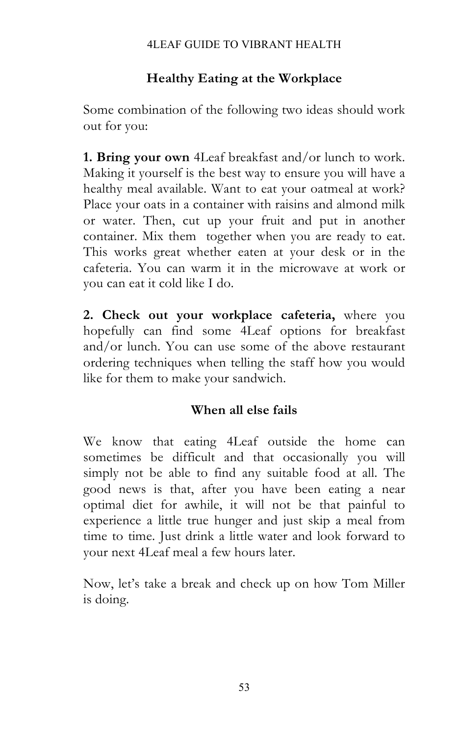## Healthy Eating at the Workplace

Some combination of the following two ideas should work out for you:

**1. Bring your own** 4Leaf breakfast and/or lunch to work. Making it yourself is the best way to ensure you will have a healthy meal available. Want to eat your oatmeal at work? Place your oats in a container with raisins and almond milk or water. Then, cut up your fruit and put in another container. Mix them together when you are ready to eat. This works great whether eaten at your desk or in the cafeteria. You can warm it in the microwave at work or you can eat it cold like I do.

**2. Check out your workplace cafeteria,** where you hopefully can find some 4Leaf options for breakfast and/or lunch. You can use some of the above restaurant ordering techniques when telling the staff how you would like for them to make your sandwich.

## When all else fails

We know that eating 4Leaf outside the home can sometimes be difficult and that occasionally you will simply not be able to find any suitable food at all. The good news is that, after you have been eating a near optimal diet for awhile, it will not be that painful to experience a little true hunger and just skip a meal from time to time. Just drink a little water and look forward to your next 4Leaf meal a few hours later.

Now, let's take a break and check up on how Tom Miller is doing.